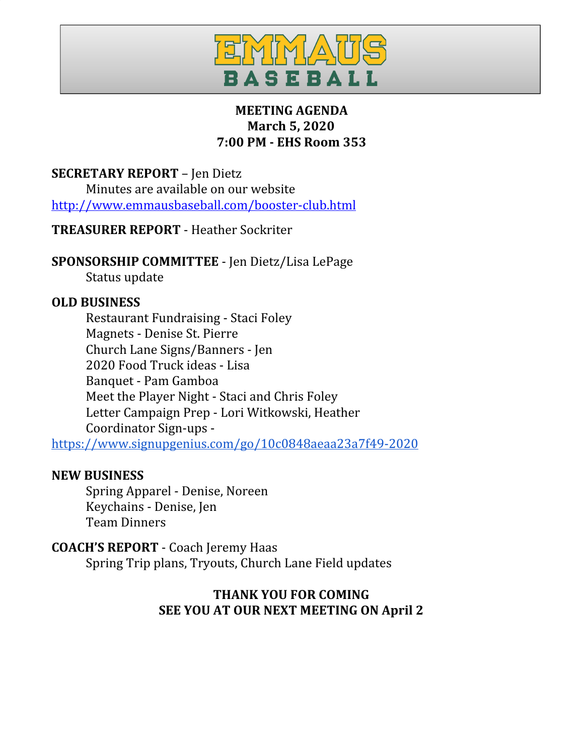# EMMAUS BASEBALL

**MEETING AGENDA**
**March 5, 2020**
**7:00 PM - EHS Room 353**

**SECRETARY REPORT** – Jen Dietz
Minutes are available on our website
http://www.emmausbaseball.com/booster-club.html

**TREASURER REPORT** - Heather Sockriter

**SPONSORSHIP COMMITTEE** - Jen Dietz/Lisa LePage
Status update

**OLD BUSINESS**
Restaurant Fundraising - Staci Foley
Magnets - Denise St. Pierre
Church Lane Signs/Banners - Jen
2020 Food Truck ideas - Lisa
Banquet - Pam Gamboa
Meet the Player Night - Staci and Chris Foley
Letter Campaign Prep - Lori Witkowski, Heather
Coordinator Sign-ups -
https://www.signupgenius.com/go/10c0848aeaa23a7f49-2020

**NEW BUSINESS**
Spring Apparel - Denise, Noreen
Keychains - Denise, Jen
Team Dinners

**COACH'S REPORT** - Coach Jeremy Haas
Spring Trip plans, Tryouts, Church Lane Field updates

**THANK YOU FOR COMING**
**SEE YOU AT OUR NEXT MEETING ON April 2**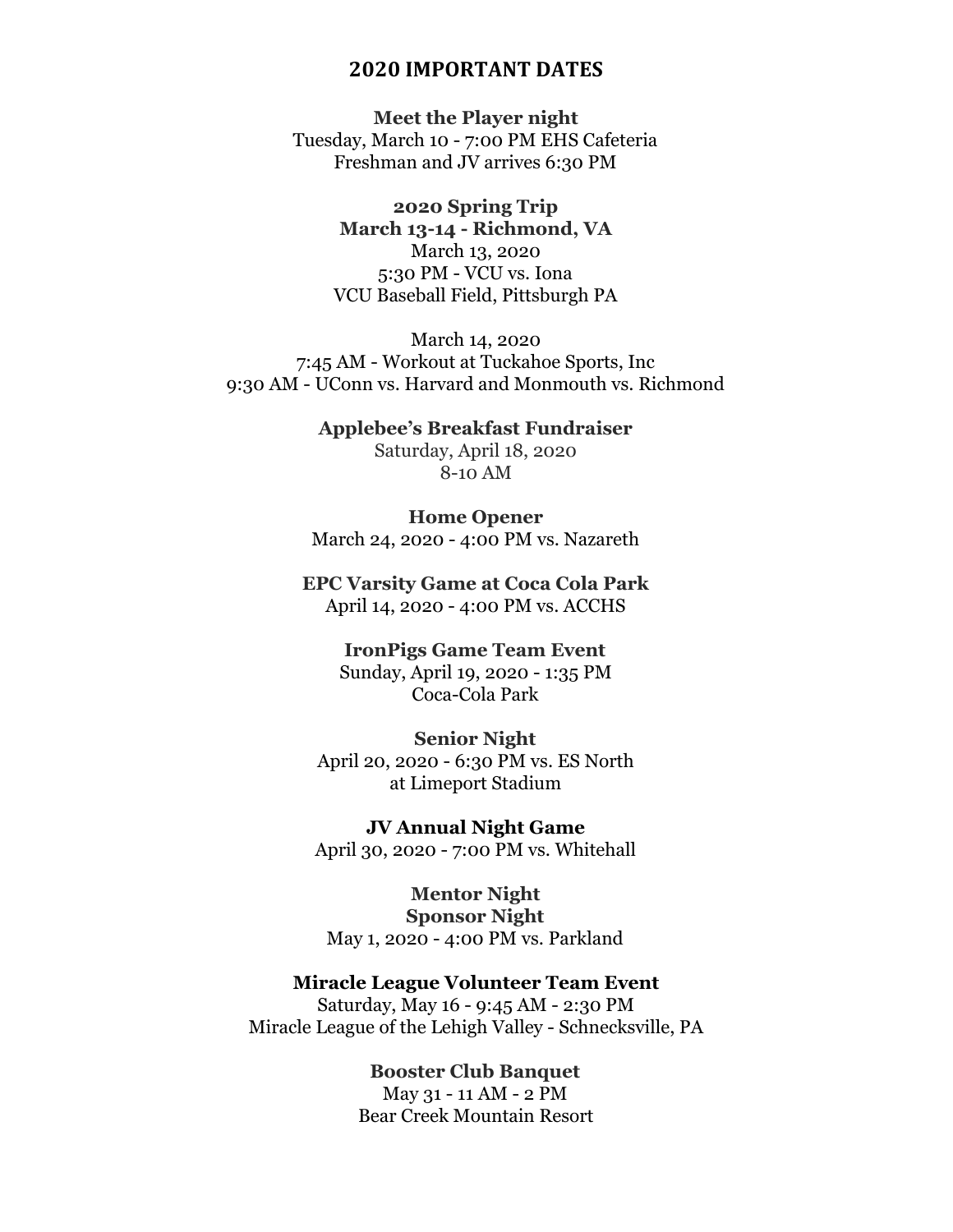## 2020 IMPORTANT DATES

**Meet the Player night**
Tuesday, March 10 - 7:00 PM EHS Cafeteria
Freshman and JV arrives 6:30 PM

**2020 Spring Trip**
**March 13-14 - Richmond, VA**
March 13, 2020
5:30 PM - VCU vs. Iona
VCU Baseball Field, Pittsburgh PA

March 14, 2020
7:45 AM - Workout at Tuckahoe Sports, Inc
9:30 AM - UConn vs. Harvard and Monmouth vs. Richmond

**Applebee's Breakfast Fundraiser**
Saturday, April 18, 2020
8-10 AM

**Home Opener**
March 24, 2020 - 4:00 PM vs. Nazareth

**EPC Varsity Game at Coca Cola Park**
April 14, 2020 - 4:00 PM vs. ACCHS

**IronPigs Game Team Event**
Sunday, April 19, 2020 - 1:35 PM
Coca-Cola Park

**Senior Night**
April 20, 2020 - 6:30 PM vs. ES North
at Limeport Stadium

**JV Annual Night Game**
April 30, 2020 - 7:00 PM vs. Whitehall

**Mentor Night**
**Sponsor Night**
May 1, 2020 - 4:00 PM vs. Parkland

**Miracle League Volunteer Team Event**
Saturday, May 16 - 9:45 AM - 2:30 PM
Miracle League of the Lehigh Valley - Schnecksville, PA

**Booster Club Banquet**
May 31 - 11 AM - 2 PM
Bear Creek Mountain Resort